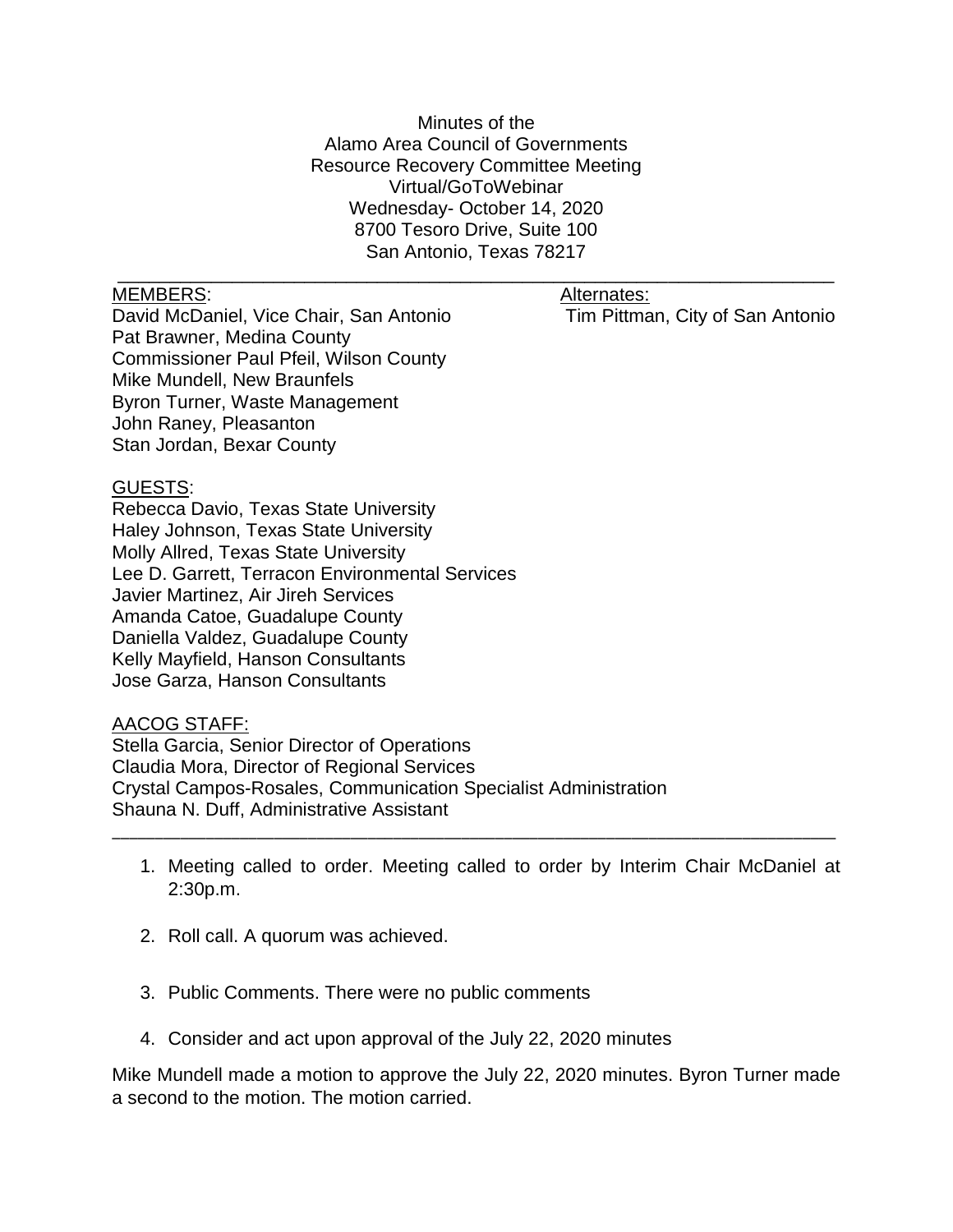Minutes of the
Alamo Area Council of Governments
Resource Recovery Committee Meeting
Virtual/GoToWebinar
Wednesday- October 14, 2020
8700 Tesoro Drive, Suite 100
San Antonio, Texas 78217

---

MEMBERS:

David McDaniel, Vice Chair, San Antonio
Pat Brawner, Medina County
Commissioner Paul Pfeil, Wilson County
Mike Mundell, New Braunfels
Byron Turner, Waste Management
John Raney, Pleasanton
Stan Jordan, Bexar County

Alternates:

Tim Pittman, City of San Antonio

GUESTS:

Rebecca Davio, Texas State University
Haley Johnson, Texas State University
Molly Allred, Texas State University
Lee D. Garrett, Terracon Environmental Services
Javier Martinez, Air Jireh Services
Amanda Catoe, Guadalupe County
Daniella Valdez, Guadalupe County
Kelly Mayfield, Hanson Consultants
Jose Garza, Hanson Consultants

AACOG STAFF:

Stella Garcia, Senior Director of Operations
Claudia Mora, Director of Regional Services
Crystal Campos-Rosales, Communication Specialist Administration
Shauna N. Duff, Administrative Assistant

---

1. Meeting called to order. Meeting called to order by Interim Chair McDaniel at 2:30p.m.

2. Roll call. A quorum was achieved.

3. Public Comments. There were no public comments

4. Consider and act upon approval of the July 22, 2020 minutes

Mike Mundell made a motion to approve the July 22, 2020 minutes. Byron Turner made a second to the motion. The motion carried.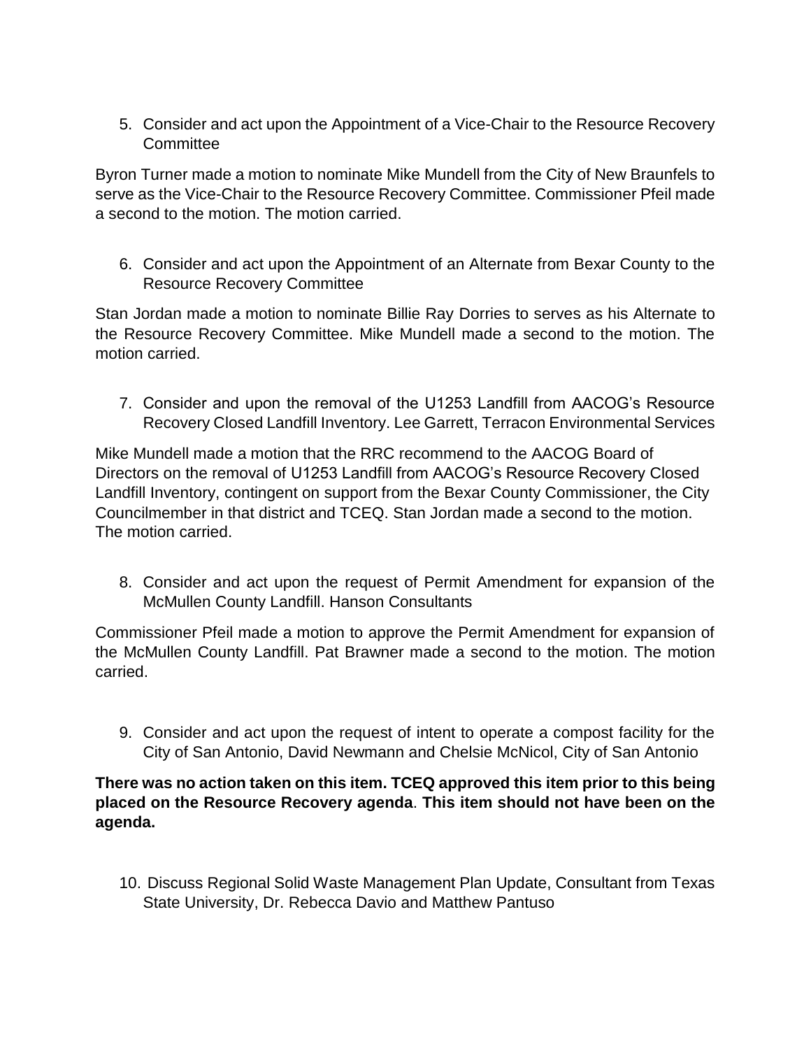5. Consider and act upon the Appointment of a Vice-Chair to the Resource Recovery Committee

Byron Turner made a motion to nominate Mike Mundell from the City of New Braunfels to serve as the Vice-Chair to the Resource Recovery Committee. Commissioner Pfeil made a second to the motion. The motion carried.

6. Consider and act upon the Appointment of an Alternate from Bexar County to the Resource Recovery Committee

Stan Jordan made a motion to nominate Billie Ray Dorries to serves as his Alternate to the Resource Recovery Committee. Mike Mundell made a second to the motion. The motion carried.

7. Consider and upon the removal of the U1253 Landfill from AACOG's Resource Recovery Closed Landfill Inventory. Lee Garrett, Terracon Environmental Services

Mike Mundell made a motion that the RRC recommend to the AACOG Board of Directors on the removal of U1253 Landfill from AACOG's Resource Recovery Closed Landfill Inventory, contingent on support from the Bexar County Commissioner, the City Councilmember in that district and TCEQ. Stan Jordan made a second to the motion. The motion carried.

8. Consider and act upon the request of Permit Amendment for expansion of the McMullen County Landfill. Hanson Consultants

Commissioner Pfeil made a motion to approve the Permit Amendment for expansion of the McMullen County Landfill. Pat Brawner made a second to the motion. The motion carried.

9. Consider and act upon the request of intent to operate a compost facility for the City of San Antonio, David Newmann and Chelsie McNicol, City of San Antonio

**There was no action taken on this item. TCEQ approved this item prior to this being placed on the Resource Recovery agenda. This item should not have been on the agenda.**

10. Discuss Regional Solid Waste Management Plan Update, Consultant from Texas State University, Dr. Rebecca Davio and Matthew Pantuso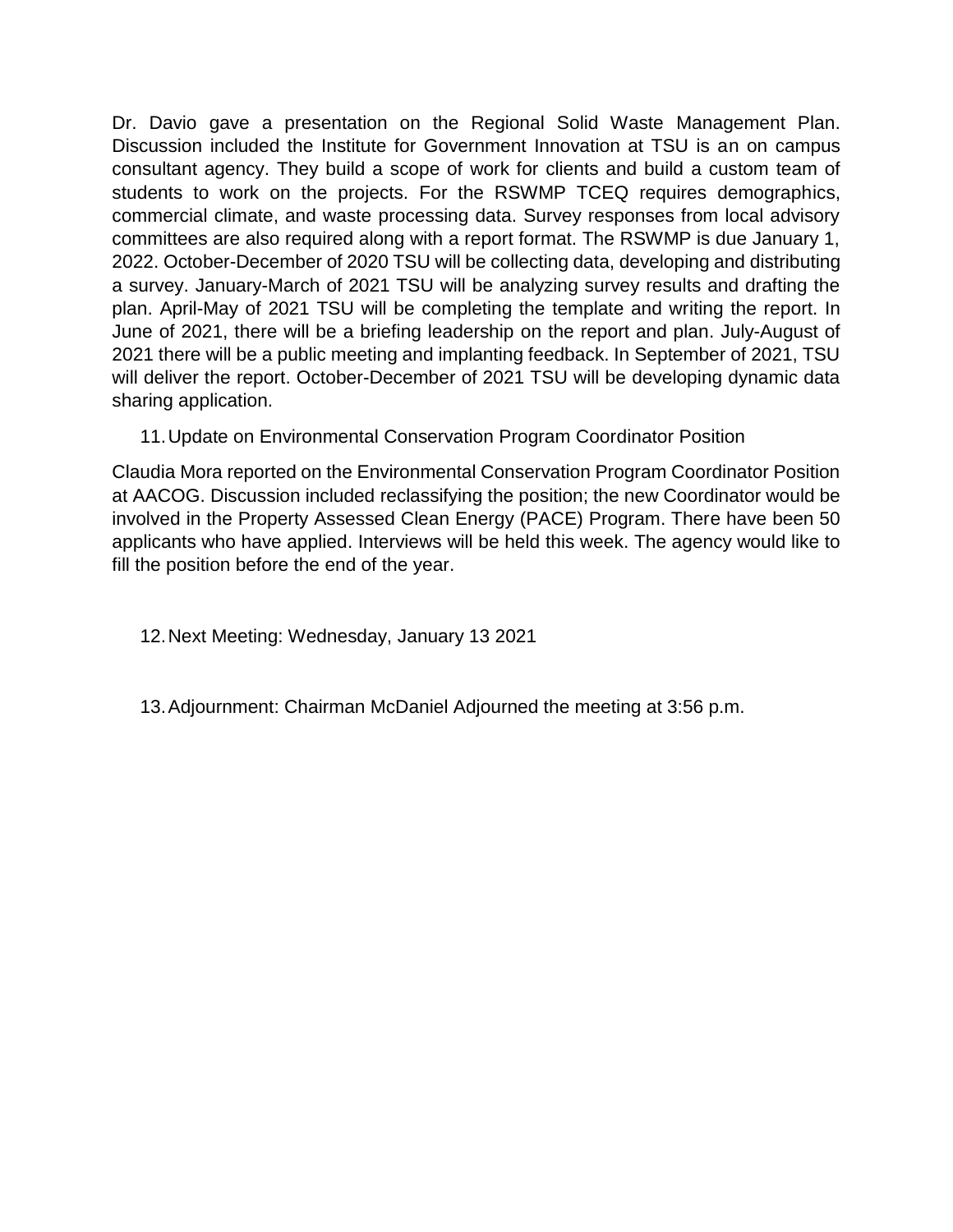Dr. Davio gave a presentation on the Regional Solid Waste Management Plan. Discussion included the Institute for Government Innovation at TSU is an on campus consultant agency. They build a scope of work for clients and build a custom team of students to work on the projects. For the RSWMP TCEQ requires demographics, commercial climate, and waste processing data. Survey responses from local advisory committees are also required along with a report format. The RSWMP is due January 1, 2022. October-December of 2020 TSU will be collecting data, developing and distributing a survey. January-March of 2021 TSU will be analyzing survey results and drafting the plan. April-May of 2021 TSU will be completing the template and writing the report. In June of 2021, there will be a briefing leadership on the report and plan. July-August of 2021 there will be a public meeting and implanting feedback. In September of 2021, TSU will deliver the report. October-December of 2021 TSU will be developing dynamic data sharing application.

11. Update on Environmental Conservation Program Coordinator Position

Claudia Mora reported on the Environmental Conservation Program Coordinator Position at AACOG. Discussion included reclassifying the position; the new Coordinator would be involved in the Property Assessed Clean Energy (PACE) Program. There have been 50 applicants who have applied. Interviews will be held this week. The agency would like to fill the position before the end of the year.

12. Next Meeting: Wednesday, January 13 2021

13. Adjournment: Chairman McDaniel Adjourned the meeting at 3:56 p.m.